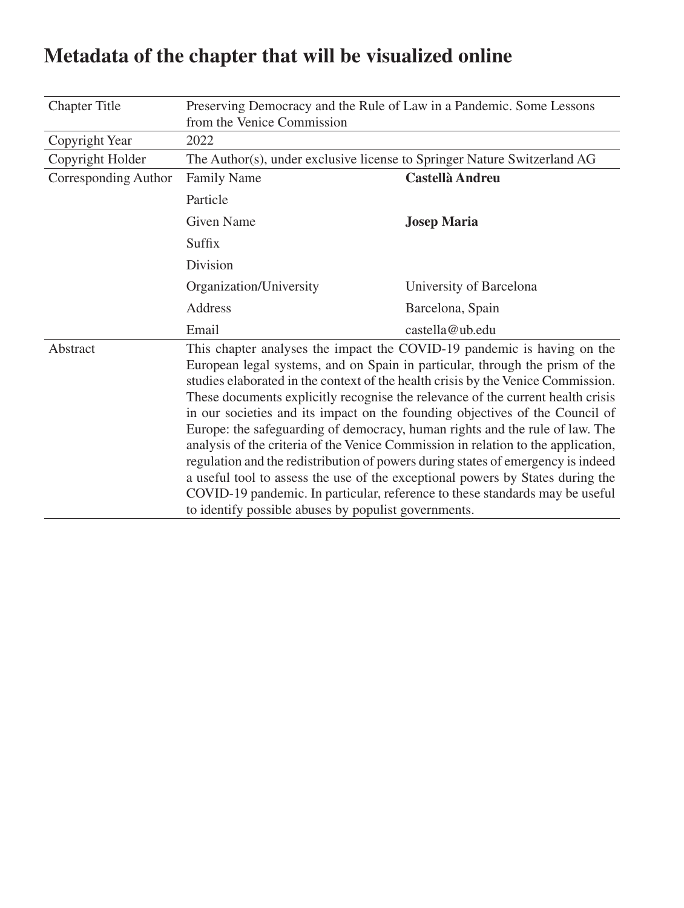# Metadata of the chapter that will be visualized online

| | | |
|---|---|---|
| Chapter Title | Preserving Democracy and the Rule of Law in a Pandemic. Some Lessons from the Venice Commission | |
| Copyright Year | 2022 | |
| Copyright Holder | The Author(s), under exclusive license to Springer Nature Switzerland AG | |
| Corresponding Author | Family Name | **Castellà Andreu** |
| | Particle | |
| | Given Name | **Josep Maria** |
| | Suffix | |
| | Division | |
| | Organization/University | University of Barcelona |
| | Address | Barcelona, Spain |
| | Email | castella@ub.edu |
| Abstract | This chapter analyses the impact the COVID-19 pandemic is having on the European legal systems, and on Spain in particular, through the prism of the studies elaborated in the context of the health crisis by the Venice Commission. These documents explicitly recognise the relevance of the current health crisis in our societies and its impact on the founding objectives of the Council of Europe: the safeguarding of democracy, human rights and the rule of law. The analysis of the criteria of the Venice Commission in relation to the application, regulation and the redistribution of powers during states of emergency is indeed a useful tool to assess the use of the exceptional powers by States during the COVID-19 pandemic. In particular, reference to these standards may be useful to identify possible abuses by populist governments. | |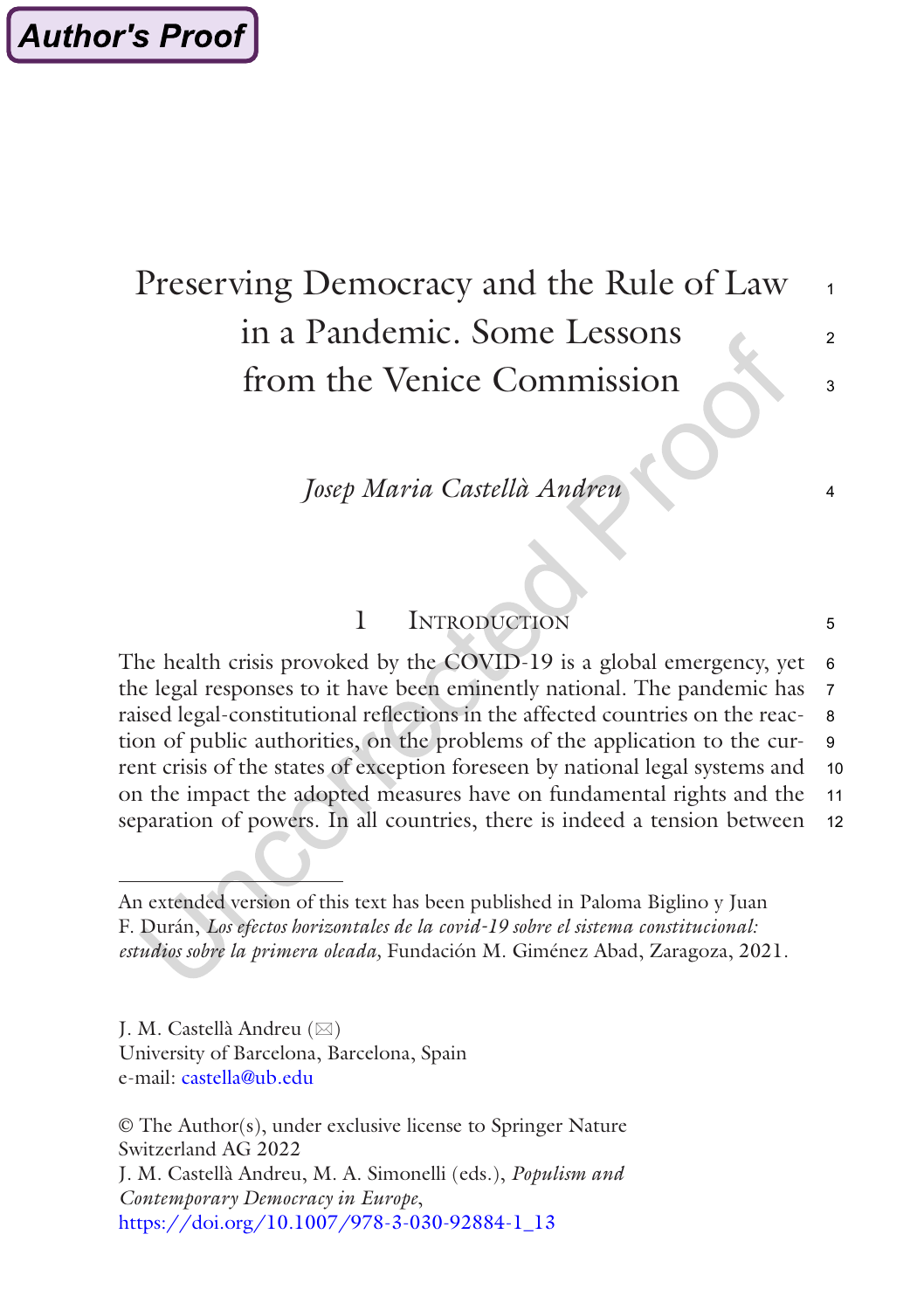# Preserving Democracy and the Rule of Law in a Pandemic. Some Lessons from the Venice Commission

*Josep Maria Castellà Andreu*

## 1 Introduction

The health crisis provoked by the COVID-19 is a global emergency, yet the legal responses to it have been eminently national. The pandemic has raised legal-constitutional reflections in the affected countries on the reaction of public authorities, on the problems of the application to the current crisis of the states of exception foreseen by national legal systems and on the impact the adopted measures have on fundamental rights and the separation of powers. In all countries, there is indeed a tension between

---

An extended version of this text has been published in Paloma Biglino y Juan F. Durán, *Los efectos horizontales de la covid-19 sobre el sistema constitucional: estudios sobre la primera oleada,* Fundación M. Giménez Abad, Zaragoza, 2021.

J. M. Castellà Andreu (✉)
University of Barcelona, Barcelona, Spain
e-mail: castella@ub.edu

© The Author(s), under exclusive license to Springer Nature Switzerland AG 2022
J. M. Castellà Andreu, M. A. Simonelli (eds.), *Populism and Contemporary Democracy in Europe*,
https://doi.org/10.1007/978-3-030-92884-1_13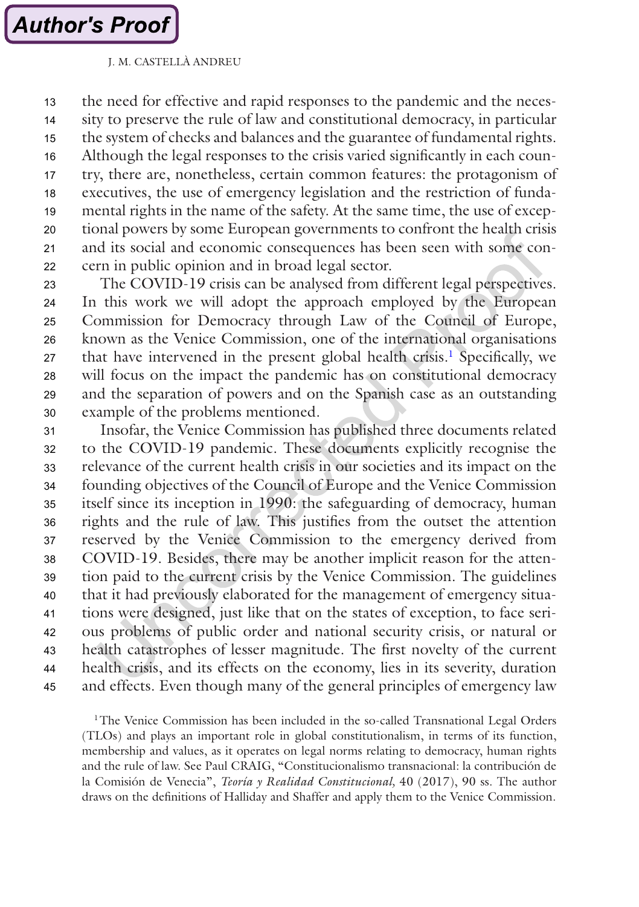the need for effective and rapid responses to the pandemic and the necessity to preserve the rule of law and constitutional democracy, in particular the system of checks and balances and the guarantee of fundamental rights. Although the legal responses to the crisis varied significantly in each country, there are, nonetheless, certain common features: the protagonism of executives, the use of emergency legislation and the restriction of fundamental rights in the name of the safety. At the same time, the use of exceptional powers by some European governments to confront the health crisis and its social and economic consequences has been seen with some concern in public opinion and in broad legal sector.

The COVID-19 crisis can be analysed from different legal perspectives. In this work we will adopt the approach employed by the European Commission for Democracy through Law of the Council of Europe, known as the Venice Commission, one of the international organisations that have intervened in the present global health crisis.[1] Specifically, we will focus on the impact the pandemic has on constitutional democracy and the separation of powers and on the Spanish case as an outstanding example of the problems mentioned.

Insofar, the Venice Commission has published three documents related to the COVID-19 pandemic. These documents explicitly recognise the relevance of the current health crisis in our societies and its impact on the founding objectives of the Council of Europe and the Venice Commission itself since its inception in 1990: the safeguarding of democracy, human rights and the rule of law. This justifies from the outset the attention reserved by the Venice Commission to the emergency derived from COVID-19. Besides, there may be another implicit reason for the attention paid to the current crisis by the Venice Commission. The guidelines that it had previously elaborated for the management of emergency situations were designed, just like that on the states of exception, to face serious problems of public order and national security crisis, or natural or health catastrophes of lesser magnitude. The first novelty of the current health crisis, and its effects on the economy, lies in its severity, duration and effects. Even though many of the general principles of emergency law

[1] The Venice Commission has been included in the so-called Transnational Legal Orders (TLOs) and plays an important role in global constitutionalism, in terms of its function, membership and values, as it operates on legal norms relating to democracy, human rights and the rule of law. See Paul CRAIG, "Constitucionalismo transnacional: la contribución de la Comisión de Venecia", *Teoría y Realidad Constitucional,* 40 (2017), 90 ss. The author draws on the definitions of Halliday and Shaffer and apply them to the Venice Commission.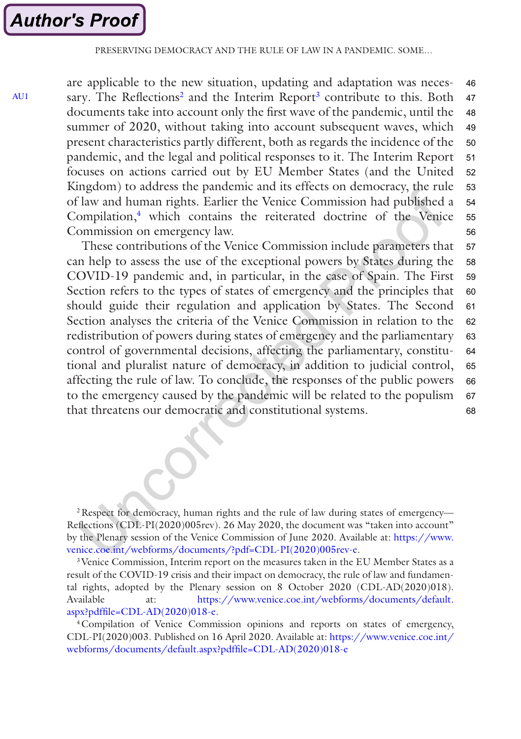are applicable to the new situation, updating and adaptation was necessary. The Reflections[2] and the Interim Report[3] contribute to this. Both documents take into account only the first wave of the pandemic, until the summer of 2020, without taking into account subsequent waves, which present characteristics partly different, both as regards the incidence of the pandemic, and the legal and political responses to it. The Interim Report focuses on actions carried out by EU Member States (and the United Kingdom) to address the pandemic and its effects on democracy, the rule of law and human rights. Earlier the Venice Commission had published a Compilation,[4] which contains the reiterated doctrine of the Venice Commission on emergency law.

These contributions of the Venice Commission include parameters that can help to assess the use of the exceptional powers by States during the COVID-19 pandemic and, in particular, in the case of Spain. The First Section refers to the types of states of emergency and the principles that should guide their regulation and application by States. The Second Section analyses the criteria of the Venice Commission in relation to the redistribution of powers during states of emergency and the parliamentary control of governmental decisions, affecting the parliamentary, constitutional and pluralist nature of democracy, in addition to judicial control, affecting the rule of law. To conclude, the responses of the public powers to the emergency caused by the pandemic will be related to the populism that threatens our democratic and constitutional systems.

---

[2] Respect for democracy, human rights and the rule of law during states of emergency—Reflections (CDL-PI(2020)005rev). 26 May 2020, the document was "taken into account" by the Plenary session of the Venice Commission of June 2020. Available at: https://www.venice.coe.int/webforms/documents/?pdf=CDL-PI(2020)005rev-e.

[3] Venice Commission, Interim report on the measures taken in the EU Member States as a result of the COVID-19 crisis and their impact on democracy, the rule of law and fundamental rights, adopted by the Plenary session on 8 October 2020 (CDL-AD(2020)018). Available at: https://www.venice.coe.int/webforms/documents/default.aspx?pdffile=CDL-AD(2020)018-e.

[4] Compilation of Venice Commission opinions and reports on states of emergency, CDL-PI(2020)003. Published on 16 April 2020. Available at: https://www.venice.coe.int/webforms/documents/default.aspx?pdffile=CDL-AD(2020)018-e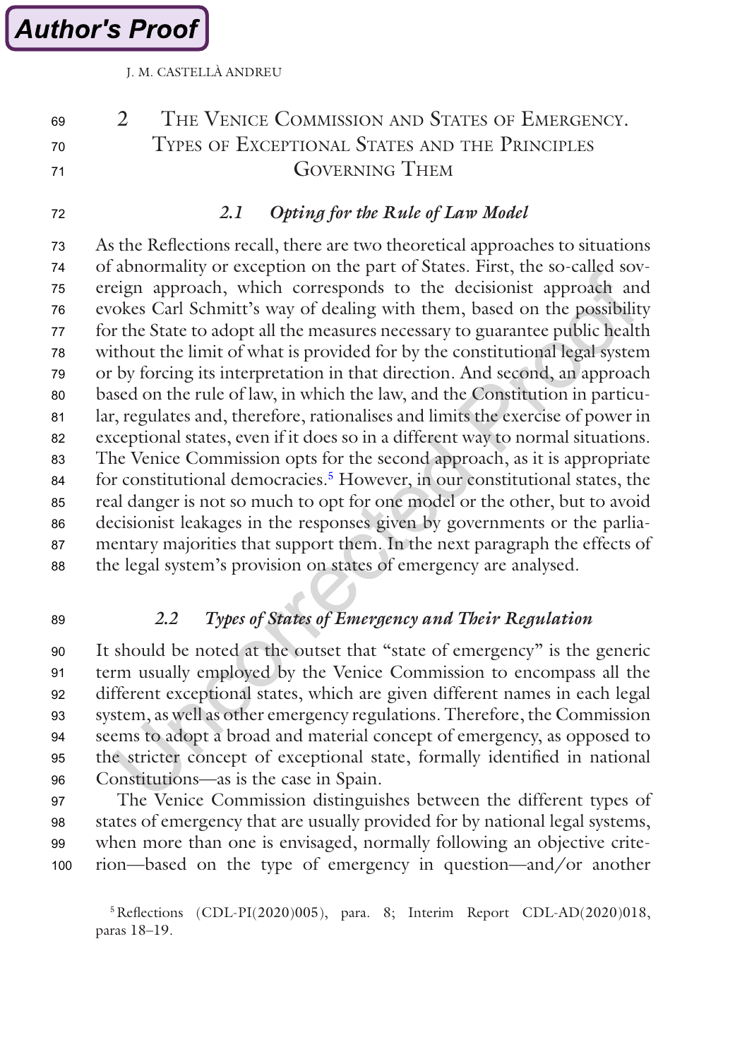## 2 The Venice Commission and States of Emergency. Types of Exceptional States and the Principles Governing Them

### *2.1 Opting for the Rule of Law Model*

As the Reflections recall, there are two theoretical approaches to situations of abnormality or exception on the part of States. First, the so-called sovereign approach, which corresponds to the decisionist approach and evokes Carl Schmitt's way of dealing with them, based on the possibility for the State to adopt all the measures necessary to guarantee public health without the limit of what is provided for by the constitutional legal system or by forcing its interpretation in that direction. And second, an approach based on the rule of law, in which the law, and the Constitution in particular, regulates and, therefore, rationalises and limits the exercise of power in exceptional states, even if it does so in a different way to normal situations. The Venice Commission opts for the second approach, as it is appropriate for constitutional democracies.[5] However, in our constitutional states, the real danger is not so much to opt for one model or the other, but to avoid decisionist leakages in the responses given by governments or the parliamentary majorities that support them. In the next paragraph the effects of the legal system's provision on states of emergency are analysed.

### *2.2 Types of States of Emergency and Their Regulation*

It should be noted at the outset that "state of emergency" is the generic term usually employed by the Venice Commission to encompass all the different exceptional states, which are given different names in each legal system, as well as other emergency regulations. Therefore, the Commission seems to adopt a broad and material concept of emergency, as opposed to the stricter concept of exceptional state, formally identified in national Constitutions—as is the case in Spain.

The Venice Commission distinguishes between the different types of states of emergency that are usually provided for by national legal systems, when more than one is envisaged, normally following an objective criterion—based on the type of emergency in question—and/or another

[5] Reflections (CDL-PI(2020)005), para. 8; Interim Report CDL-AD(2020)018, paras 18–19.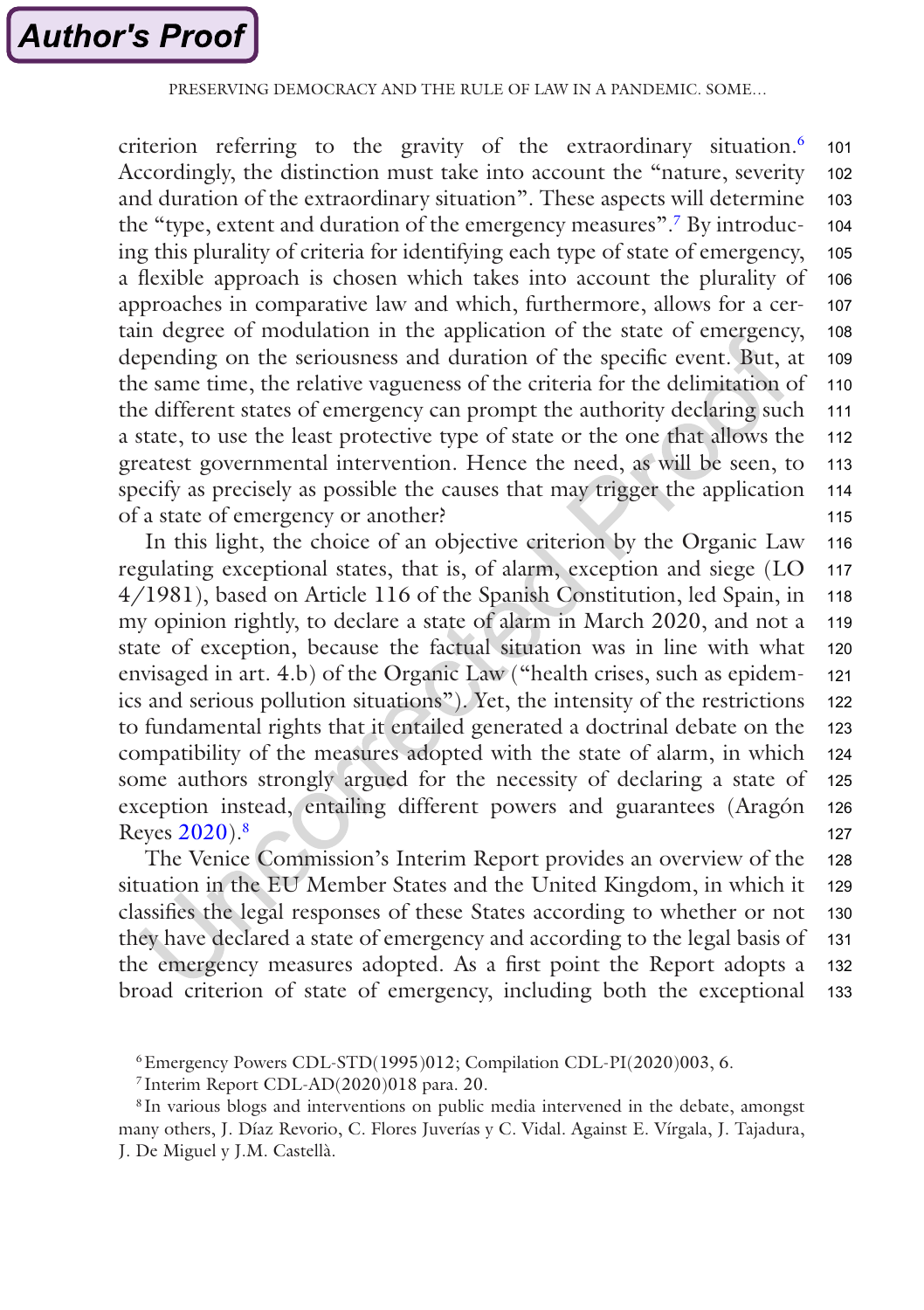criterion referring to the gravity of the extraordinary situation.[6] Accordingly, the distinction must take into account the "nature, severity and duration of the extraordinary situation". These aspects will determine the "type, extent and duration of the emergency measures".[7] By introducing this plurality of criteria for identifying each type of state of emergency, a flexible approach is chosen which takes into account the plurality of approaches in comparative law and which, furthermore, allows for a certain degree of modulation in the application of the state of emergency, depending on the seriousness and duration of the specific event. But, at the same time, the relative vagueness of the criteria for the delimitation of the different states of emergency can prompt the authority declaring such a state, to use the least protective type of state or the one that allows the greatest governmental intervention. Hence the need, as will be seen, to specify as precisely as possible the causes that may trigger the application of a state of emergency or another?

In this light, the choice of an objective criterion by the Organic Law regulating exceptional states, that is, of alarm, exception and siege (LO 4/1981), based on Article 116 of the Spanish Constitution, led Spain, in my opinion rightly, to declare a state of alarm in March 2020, and not a state of exception, because the factual situation was in line with what envisaged in art. 4.b) of the Organic Law ("health crises, such as epidemics and serious pollution situations"). Yet, the intensity of the restrictions to fundamental rights that it entailed generated a doctrinal debate on the compatibility of the measures adopted with the state of alarm, in which some authors strongly argued for the necessity of declaring a state of exception instead, entailing different powers and guarantees (Aragón Reyes 2020).[8]

The Venice Commission's Interim Report provides an overview of the situation in the EU Member States and the United Kingdom, in which it classifies the legal responses of these States according to whether or not they have declared a state of emergency and according to the legal basis of the emergency measures adopted. As a first point the Report adopts a broad criterion of state of emergency, including both the exceptional

[6] Emergency Powers CDL-STD(1995)012; Compilation CDL-PI(2020)003, 6.

[7] Interim Report CDL-AD(2020)018 para. 20.

[8] In various blogs and interventions on public media intervened in the debate, amongst many others, J. Díaz Revorio, C. Flores Juverías y C. Vidal. Against E. Vírgala, J. Tajadura, J. De Miguel y J.M. Castellà.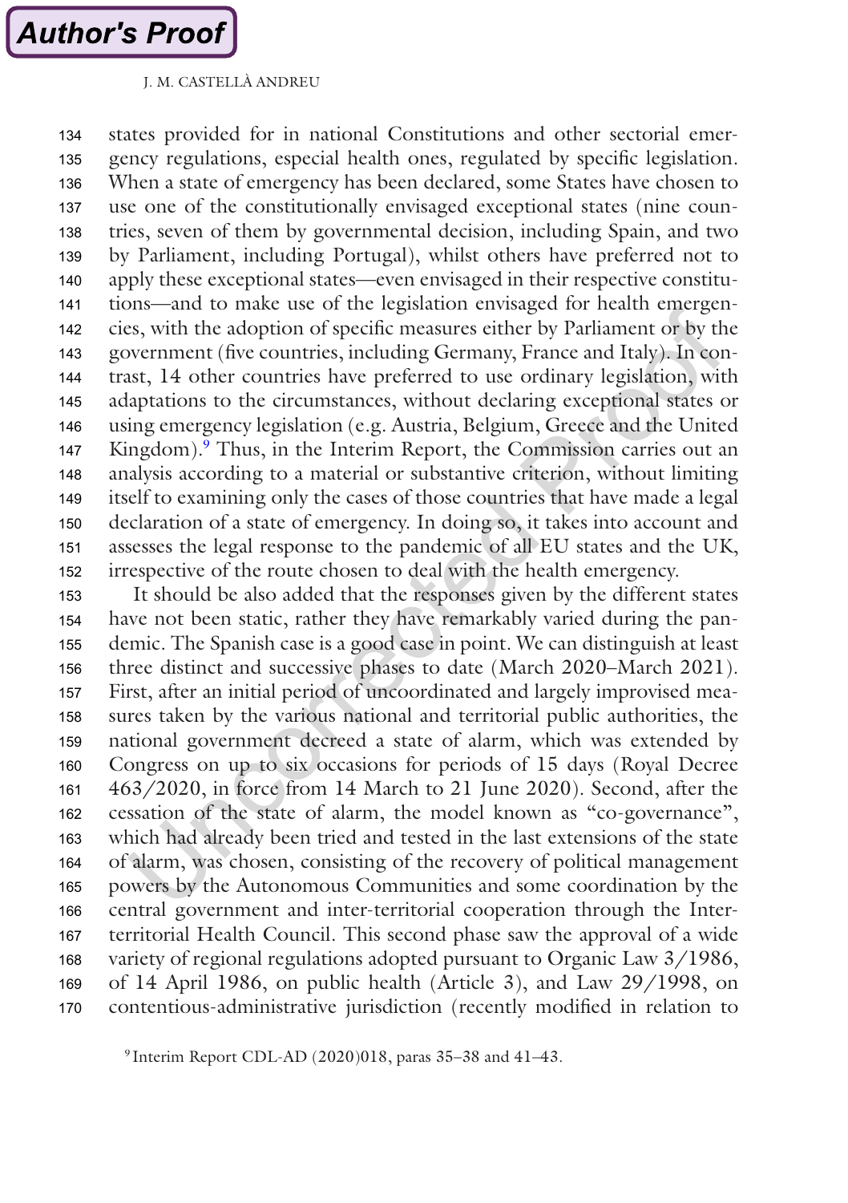states provided for in national Constitutions and other sectorial emergency regulations, especial health ones, regulated by specific legislation. When a state of emergency has been declared, some States have chosen to use one of the constitutionally envisaged exceptional states (nine countries, seven of them by governmental decision, including Spain, and two by Parliament, including Portugal), whilst others have preferred not to apply these exceptional states—even envisaged in their respective constitutions—and to make use of the legislation envisaged for health emergencies, with the adoption of specific measures either by Parliament or by the government (five countries, including Germany, France and Italy). In contrast, 14 other countries have preferred to use ordinary legislation, with adaptations to the circumstances, without declaring exceptional states or using emergency legislation (e.g. Austria, Belgium, Greece and the United Kingdom).[9] Thus, in the Interim Report, the Commission carries out an analysis according to a material or substantive criterion, without limiting itself to examining only the cases of those countries that have made a legal declaration of a state of emergency. In doing so, it takes into account and assesses the legal response to the pandemic of all EU states and the UK, irrespective of the route chosen to deal with the health emergency.

It should be also added that the responses given by the different states have not been static, rather they have remarkably varied during the pandemic. The Spanish case is a good case in point. We can distinguish at least three distinct and successive phases to date (March 2020–March 2021). First, after an initial period of uncoordinated and largely improvised measures taken by the various national and territorial public authorities, the national government decreed a state of alarm, which was extended by Congress on up to six occasions for periods of 15 days (Royal Decree 463/2020, in force from 14 March to 21 June 2020). Second, after the cessation of the state of alarm, the model known as "co-governance", which had already been tried and tested in the last extensions of the state of alarm, was chosen, consisting of the recovery of political management powers by the Autonomous Communities and some coordination by the central government and inter-territorial cooperation through the Inter-territorial Health Council. This second phase saw the approval of a wide variety of regional regulations adopted pursuant to Organic Law 3/1986, of 14 April 1986, on public health (Article 3), and Law 29/1998, on contentious-administrative jurisdiction (recently modified in relation to

[9] Interim Report CDL-AD (2020)018, paras 35–38 and 41–43.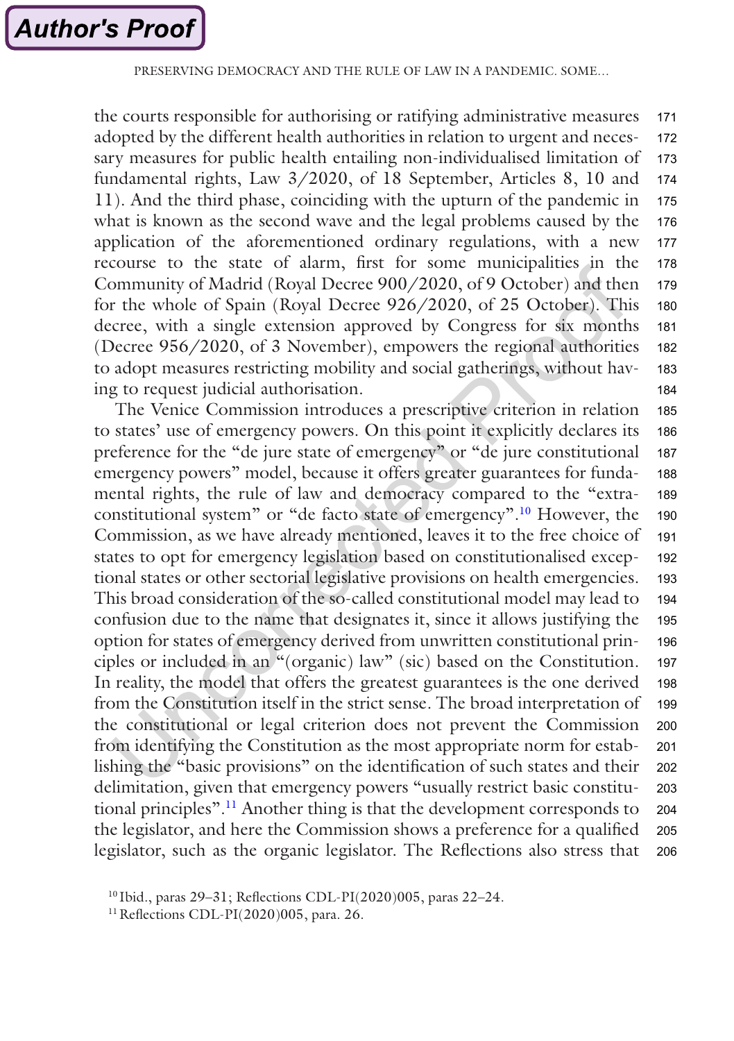the courts responsible for authorising or ratifying administrative measures adopted by the different health authorities in relation to urgent and necessary measures for public health entailing non-individualised limitation of fundamental rights, Law 3/2020, of 18 September, Articles 8, 10 and 11). And the third phase, coinciding with the upturn of the pandemic in what is known as the second wave and the legal problems caused by the application of the aforementioned ordinary regulations, with a new recourse to the state of alarm, first for some municipalities in the Community of Madrid (Royal Decree 900/2020, of 9 October) and then for the whole of Spain (Royal Decree 926/2020, of 25 October). This decree, with a single extension approved by Congress for six months (Decree 956/2020, of 3 November), empowers the regional authorities to adopt measures restricting mobility and social gatherings, without having to request judicial authorisation.

The Venice Commission introduces a prescriptive criterion in relation to states' use of emergency powers. On this point it explicitly declares its preference for the "de jure state of emergency" or "de jure constitutional emergency powers" model, because it offers greater guarantees for fundamental rights, the rule of law and democracy compared to the "extra-constitutional system" or "de facto state of emergency".[10] However, the Commission, as we have already mentioned, leaves it to the free choice of states to opt for emergency legislation based on constitutionalised exceptional states or other sectorial legislative provisions on health emergencies. This broad consideration of the so-called constitutional model may lead to confusion due to the name that designates it, since it allows justifying the option for states of emergency derived from unwritten constitutional principles or included in an "(organic) law" (sic) based on the Constitution. In reality, the model that offers the greatest guarantees is the one derived from the Constitution itself in the strict sense. The broad interpretation of the constitutional or legal criterion does not prevent the Commission from identifying the Constitution as the most appropriate norm for establishing the "basic provisions" on the identification of such states and their delimitation, given that emergency powers "usually restrict basic constitutional principles".[11] Another thing is that the development corresponds to the legislator, and here the Commission shows a preference for a qualified legislator, such as the organic legislator. The Reflections also stress that

[10] Ibid., paras 29–31; Reflections CDL-PI(2020)005, paras 22–24.

[11] Reflections CDL-PI(2020)005, para. 26.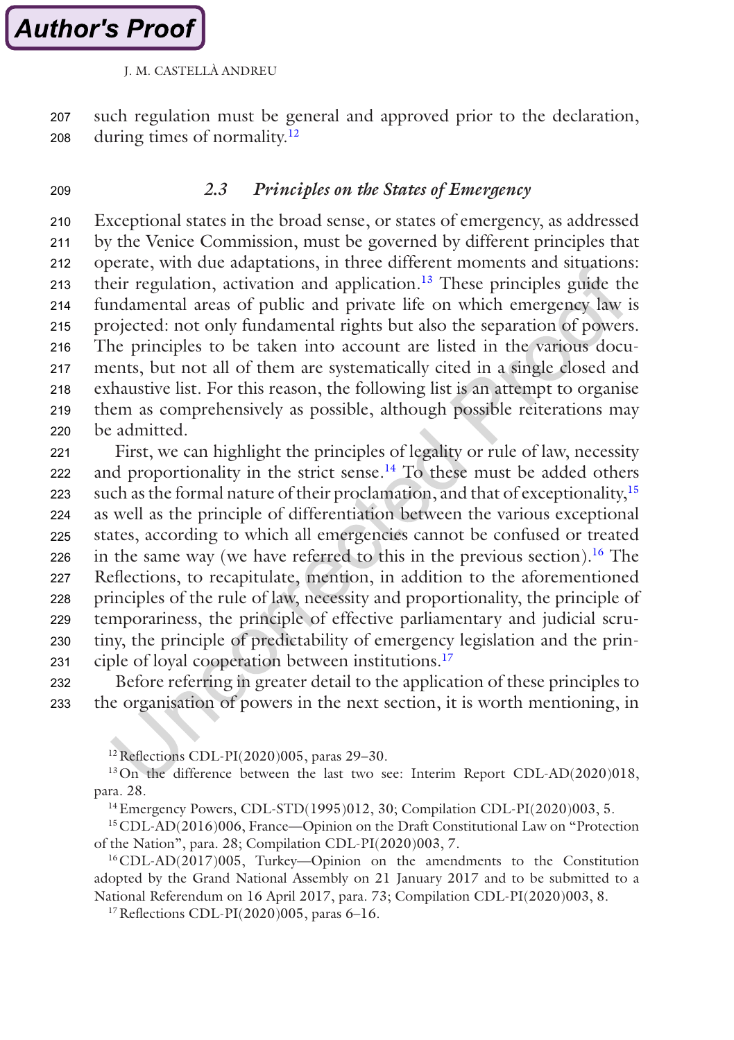such regulation must be general and approved prior to the declaration, during times of normality.[12]

### 2.3 *Principles on the States of Emergency*

Exceptional states in the broad sense, or states of emergency, as addressed by the Venice Commission, must be governed by different principles that operate, with due adaptations, in three different moments and situations: their regulation, activation and application.[13] These principles guide the fundamental areas of public and private life on which emergency law is projected: not only fundamental rights but also the separation of powers. The principles to be taken into account are listed in the various documents, but not all of them are systematically cited in a single closed and exhaustive list. For this reason, the following list is an attempt to organise them as comprehensively as possible, although possible reiterations may be admitted.

First, we can highlight the principles of legality or rule of law, necessity and proportionality in the strict sense.[14] To these must be added others such as the formal nature of their proclamation, and that of exceptionality,[15] as well as the principle of differentiation between the various exceptional states, according to which all emergencies cannot be confused or treated in the same way (we have referred to this in the previous section).[16] The Reflections, to recapitulate, mention, in addition to the aforementioned principles of the rule of law, necessity and proportionality, the principle of temporariness, the principle of effective parliamentary and judicial scrutiny, the principle of predictability of emergency legislation and the principle of loyal cooperation between institutions.[17]

Before referring in greater detail to the application of these principles to the organisation of powers in the next section, it is worth mentioning, in

---

[12] Reflections CDL-PI(2020)005, paras 29–30.

[13] On the difference between the last two see: Interim Report CDL-AD(2020)018, para. 28.

[14] Emergency Powers, CDL-STD(1995)012, 30; Compilation CDL-PI(2020)003, 5.

[15] CDL-AD(2016)006, France—Opinion on the Draft Constitutional Law on "Protection of the Nation", para. 28; Compilation CDL-PI(2020)003, 7.

[16] CDL-AD(2017)005, Turkey—Opinion on the amendments to the Constitution adopted by the Grand National Assembly on 21 January 2017 and to be submitted to a National Referendum on 16 April 2017, para. 73; Compilation CDL-PI(2020)003, 8.

[17] Reflections CDL-PI(2020)005, paras 6–16.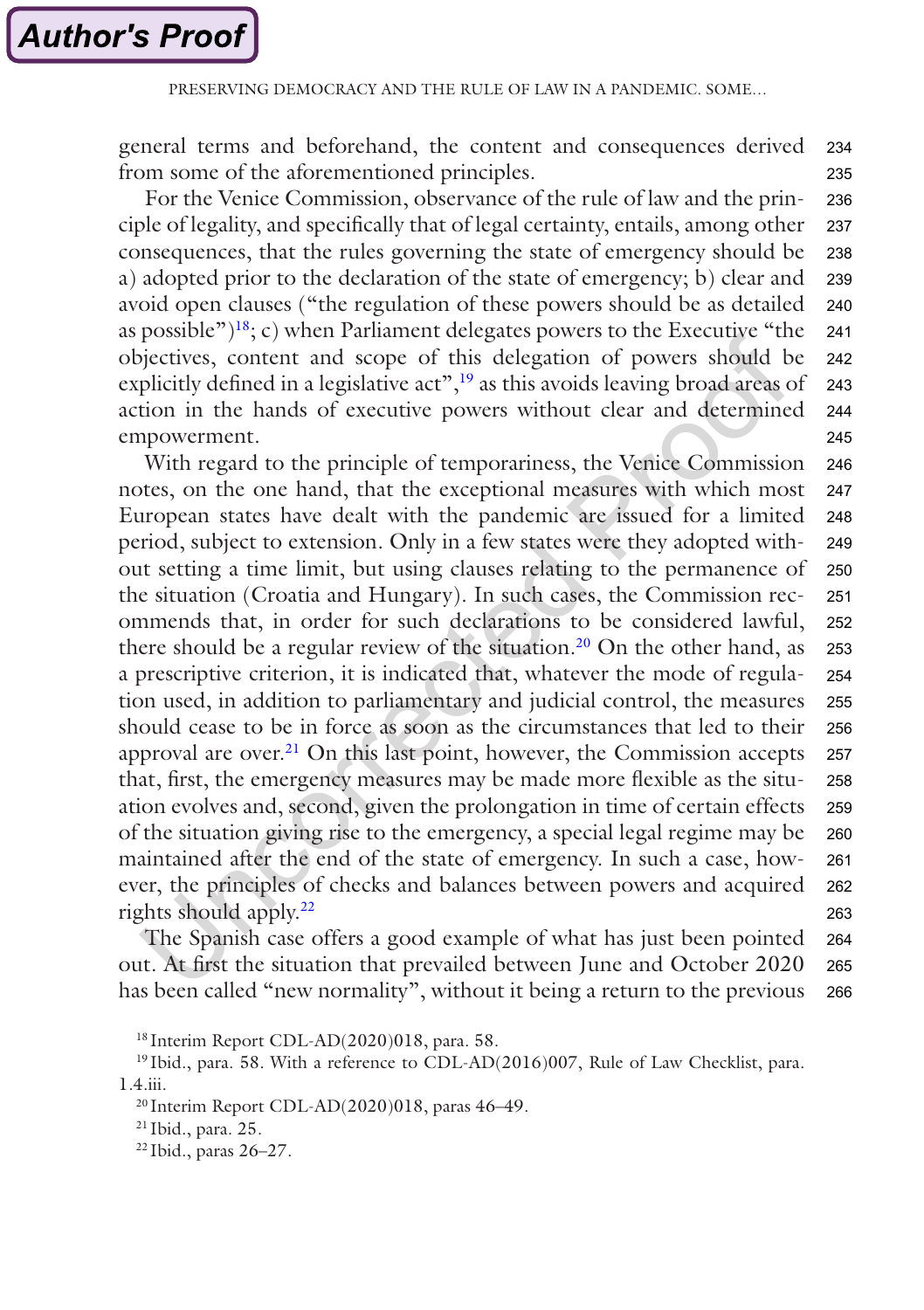general terms and beforehand, the content and consequences derived from some of the aforementioned principles.

For the Venice Commission, observance of the rule of law and the principle of legality, and specifically that of legal certainty, entails, among other consequences, that the rules governing the state of emergency should be a) adopted prior to the declaration of the state of emergency; b) clear and avoid open clauses ("the regulation of these powers should be as detailed as possible")[18]; c) when Parliament delegates powers to the Executive "the objectives, content and scope of this delegation of powers should be explicitly defined in a legislative act",[19] as this avoids leaving broad areas of action in the hands of executive powers without clear and determined empowerment.

With regard to the principle of temporariness, the Venice Commission notes, on the one hand, that the exceptional measures with which most European states have dealt with the pandemic are issued for a limited period, subject to extension. Only in a few states were they adopted without setting a time limit, but using clauses relating to the permanence of the situation (Croatia and Hungary). In such cases, the Commission recommends that, in order for such declarations to be considered lawful, there should be a regular review of the situation.[20] On the other hand, as a prescriptive criterion, it is indicated that, whatever the mode of regulation used, in addition to parliamentary and judicial control, the measures should cease to be in force as soon as the circumstances that led to their approval are over.[21] On this last point, however, the Commission accepts that, first, the emergency measures may be made more flexible as the situation evolves and, second, given the prolongation in time of certain effects of the situation giving rise to the emergency, a special legal regime may be maintained after the end of the state of emergency. In such a case, however, the principles of checks and balances between powers and acquired rights should apply.[22]

The Spanish case offers a good example of what has just been pointed out. At first the situation that prevailed between June and October 2020 has been called "new normality", without it being a return to the previous

[18] Interim Report CDL-AD(2020)018, para. 58.

[19] Ibid., para. 58. With a reference to CDL-AD(2016)007, Rule of Law Checklist, para. 1.4.iii.

[20] Interim Report CDL-AD(2020)018, paras 46–49.

[21] Ibid., para. 25.

[22] Ibid., paras 26–27.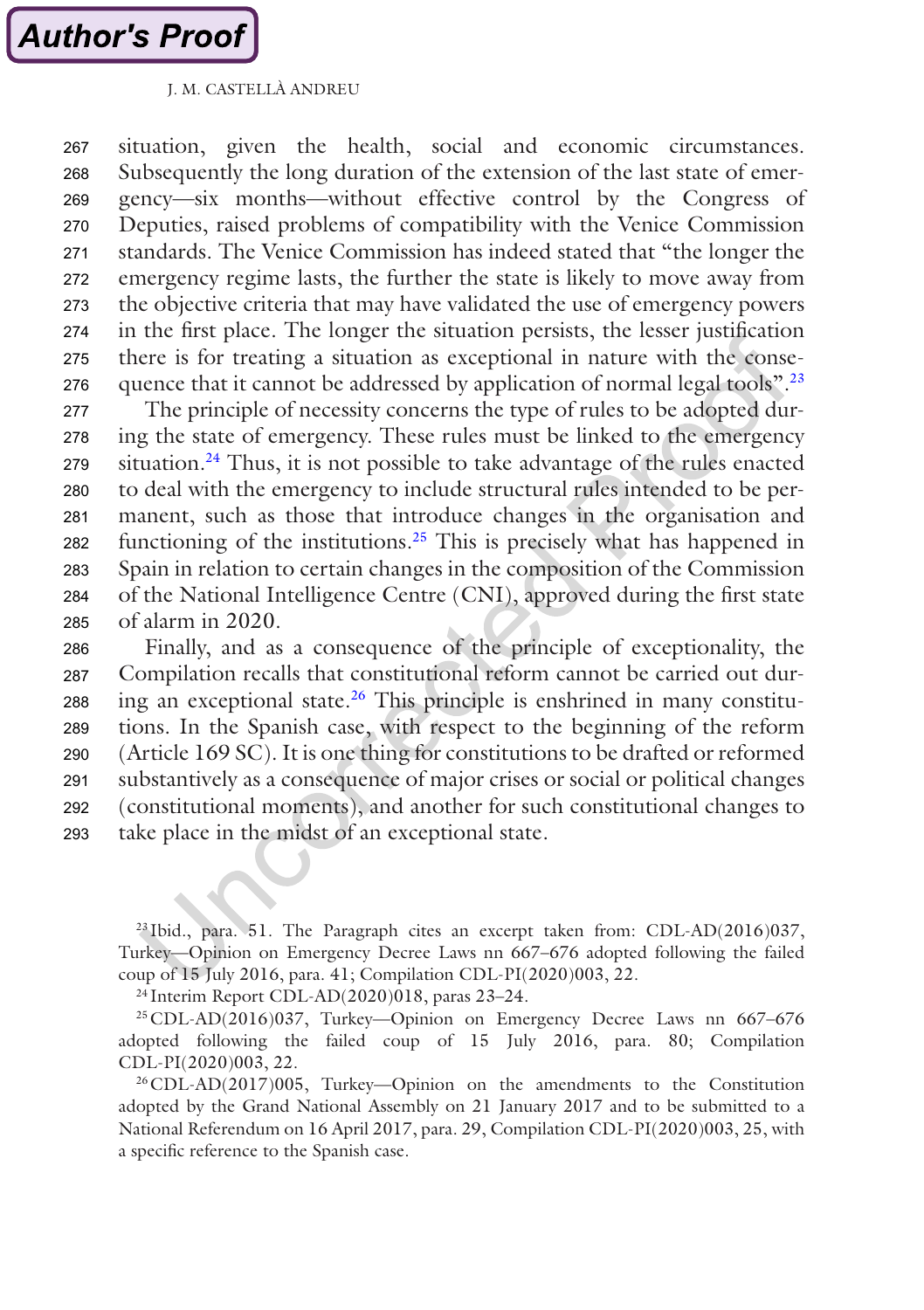situation, given the health, social and economic circumstances. Subsequently the long duration of the extension of the last state of emergency—six months—without effective control by the Congress of Deputies, raised problems of compatibility with the Venice Commission standards. The Venice Commission has indeed stated that "the longer the emergency regime lasts, the further the state is likely to move away from the objective criteria that may have validated the use of emergency powers in the first place. The longer the situation persists, the lesser justification there is for treating a situation as exceptional in nature with the consequence that it cannot be addressed by application of normal legal tools".[23]

The principle of necessity concerns the type of rules to be adopted during the state of emergency. These rules must be linked to the emergency situation.[24] Thus, it is not possible to take advantage of the rules enacted to deal with the emergency to include structural rules intended to be permanent, such as those that introduce changes in the organisation and functioning of the institutions.[25] This is precisely what has happened in Spain in relation to certain changes in the composition of the Commission of the National Intelligence Centre (CNI), approved during the first state of alarm in 2020.

Finally, and as a consequence of the principle of exceptionality, the Compilation recalls that constitutional reform cannot be carried out during an exceptional state.[26] This principle is enshrined in many constitutions. In the Spanish case, with respect to the beginning of the reform (Article 169 SC). It is one thing for constitutions to be drafted or reformed substantively as a consequence of major crises or social or political changes (constitutional moments), and another for such constitutional changes to take place in the midst of an exceptional state.

[23] Ibid., para. 51. The Paragraph cites an excerpt taken from: CDL-AD(2016)037, Turkey—Opinion on Emergency Decree Laws nn 667–676 adopted following the failed coup of 15 July 2016, para. 41; Compilation CDL-PI(2020)003, 22.

[24] Interim Report CDL-AD(2020)018, paras 23–24.

[25] CDL-AD(2016)037, Turkey—Opinion on Emergency Decree Laws nn 667–676 adopted following the failed coup of 15 July 2016, para. 80; Compilation CDL-PI(2020)003, 22.

[26] CDL-AD(2017)005, Turkey—Opinion on the amendments to the Constitution adopted by the Grand National Assembly on 21 January 2017 and to be submitted to a National Referendum on 16 April 2017, para. 29, Compilation CDL-PI(2020)003, 25, with a specific reference to the Spanish case.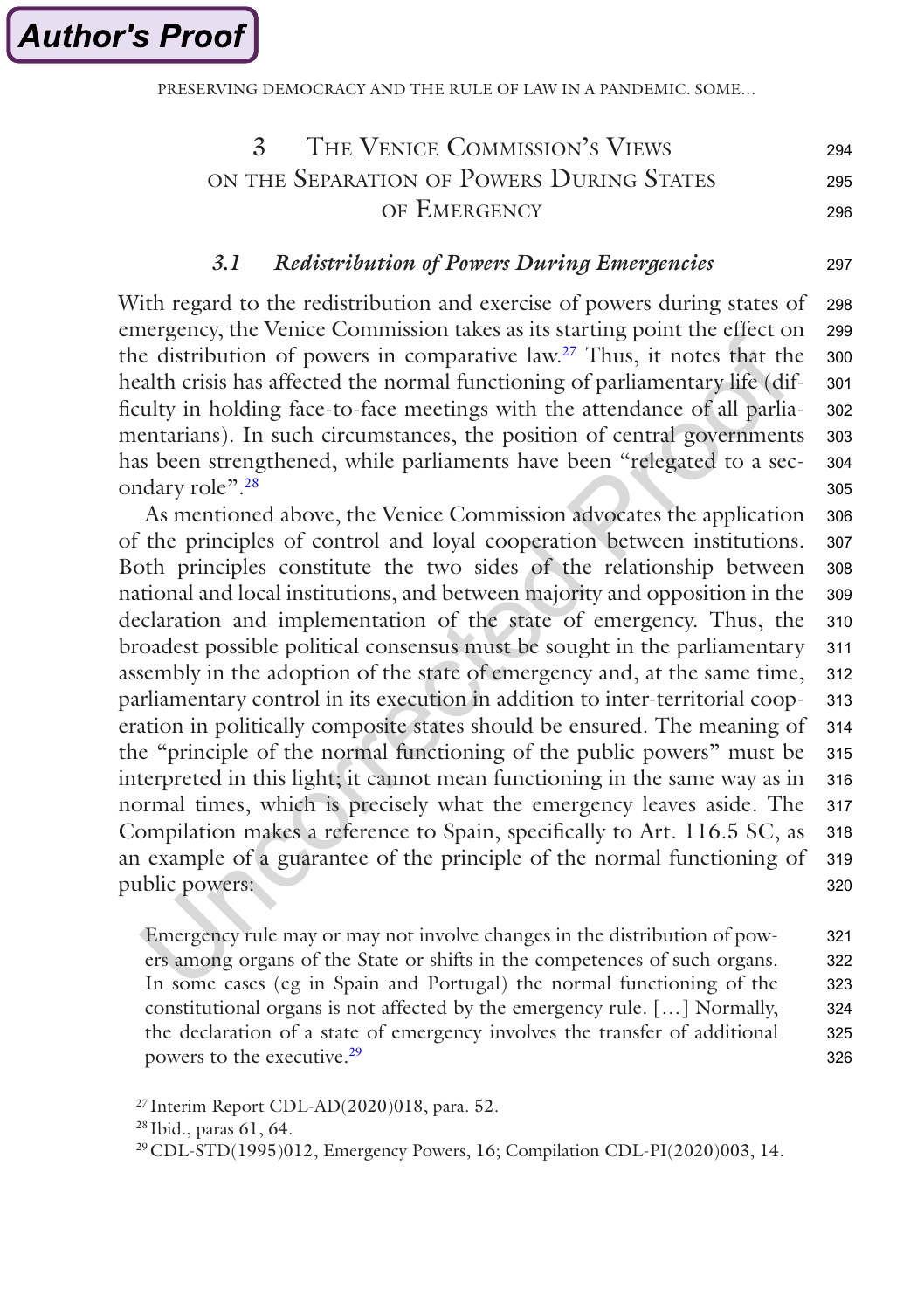## 3 The Venice Commission's Views on the Separation of Powers During States of Emergency

### *3.1 Redistribution of Powers During Emergencies*

With regard to the redistribution and exercise of powers during states of emergency, the Venice Commission takes as its starting point the effect on the distribution of powers in comparative law.[27] Thus, it notes that the health crisis has affected the normal functioning of parliamentary life (difficulty in holding face-to-face meetings with the attendance of all parliamentarians). In such circumstances, the position of central governments has been strengthened, while parliaments have been "relegated to a secondary role".[28]

As mentioned above, the Venice Commission advocates the application of the principles of control and loyal cooperation between institutions. Both principles constitute the two sides of the relationship between national and local institutions, and between majority and opposition in the declaration and implementation of the state of emergency. Thus, the broadest possible political consensus must be sought in the parliamentary assembly in the adoption of the state of emergency and, at the same time, parliamentary control in its execution in addition to inter-territorial cooperation in politically composite states should be ensured. The meaning of the "principle of the normal functioning of the public powers" must be interpreted in this light; it cannot mean functioning in the same way as in normal times, which is precisely what the emergency leaves aside. The Compilation makes a reference to Spain, specifically to Art. 116.5 SC, as an example of a guarantee of the principle of the normal functioning of public powers:

> Emergency rule may or may not involve changes in the distribution of powers among organs of the State or shifts in the competences of such organs. In some cases (eg in Spain and Portugal) the normal functioning of the constitutional organs is not affected by the emergency rule. […] Normally, the declaration of a state of emergency involves the transfer of additional powers to the executive.[29]

[27] Interim Report CDL-AD(2020)018, para. 52.

[28] Ibid., paras 61, 64.

[29] CDL-STD(1995)012, Emergency Powers, 16; Compilation CDL-PI(2020)003, 14.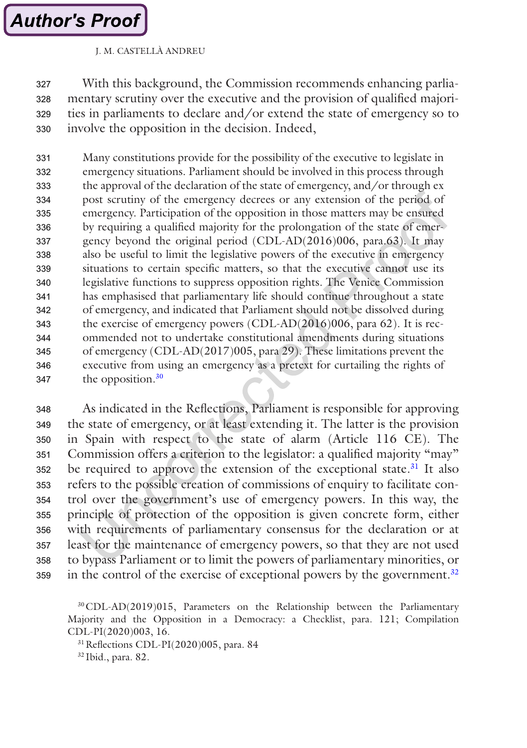With this background, the Commission recommends enhancing parliamentary scrutiny over the executive and the provision of qualified majorities in parliaments to declare and/or extend the state of emergency so to involve the opposition in the decision. Indeed,

> Many constitutions provide for the possibility of the executive to legislate in emergency situations. Parliament should be involved in this process through the approval of the declaration of the state of emergency, and/or through ex post scrutiny of the emergency decrees or any extension of the period of emergency. Participation of the opposition in those matters may be ensured by requiring a qualified majority for the prolongation of the state of emergency beyond the original period (CDL-AD(2016)006, para.63). It may also be useful to limit the legislative powers of the executive in emergency situations to certain specific matters, so that the executive cannot use its legislative functions to suppress opposition rights. The Venice Commission has emphasised that parliamentary life should continue throughout a state of emergency, and indicated that Parliament should not be dissolved during the exercise of emergency powers (CDL-AD(2016)006, para 62). It is recommended not to undertake constitutional amendments during situations of emergency (CDL-AD(2017)005, para 29). These limitations prevent the executive from using an emergency as a pretext for curtailing the rights of the opposition.[30]

As indicated in the Reflections, Parliament is responsible for approving the state of emergency, or at least extending it. The latter is the provision in Spain with respect to the state of alarm (Article 116 CE). The Commission offers a criterion to the legislator: a qualified majority "may" be required to approve the extension of the exceptional state.[31] It also refers to the possible creation of commissions of enquiry to facilitate control over the government's use of emergency powers. In this way, the principle of protection of the opposition is given concrete form, either with requirements of parliamentary consensus for the declaration or at least for the maintenance of emergency powers, so that they are not used to bypass Parliament or to limit the powers of parliamentary minorities, or in the control of the exercise of exceptional powers by the government.[32]

[30] CDL-AD(2019)015, Parameters on the Relationship between the Parliamentary Majority and the Opposition in a Democracy: a Checklist, para. 121; Compilation CDL-PI(2020)003, 16.

[31] Reflections CDL-PI(2020)005, para. 84

[32] Ibid., para. 82.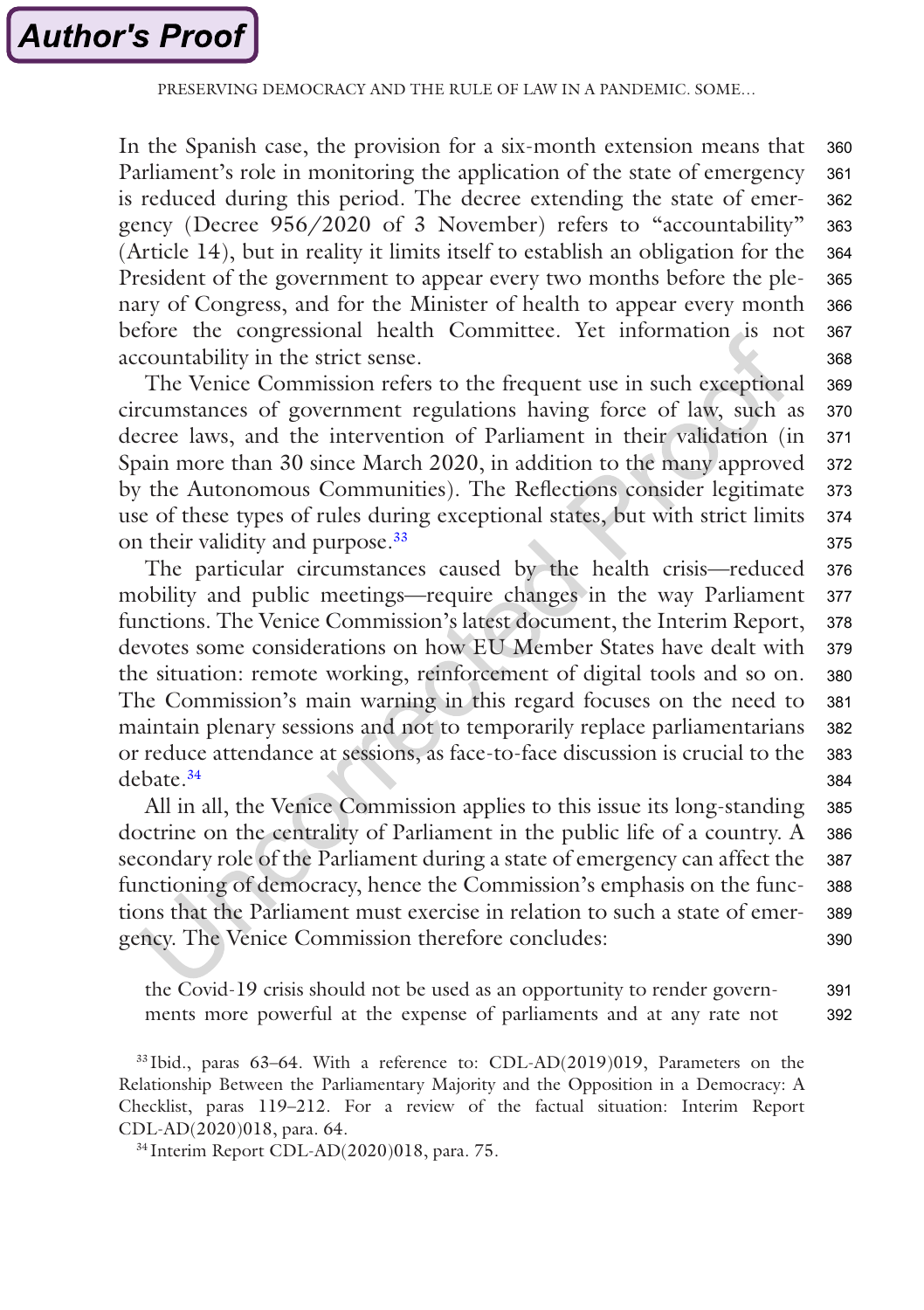In the Spanish case, the provision for a six-month extension means that Parliament's role in monitoring the application of the state of emergency is reduced during this period. The decree extending the state of emergency (Decree 956/2020 of 3 November) refers to "accountability" (Article 14), but in reality it limits itself to establish an obligation for the President of the government to appear every two months before the plenary of Congress, and for the Minister of health to appear every month before the congressional health Committee. Yet information is not accountability in the strict sense.

The Venice Commission refers to the frequent use in such exceptional circumstances of government regulations having force of law, such as decree laws, and the intervention of Parliament in their validation (in Spain more than 30 since March 2020, in addition to the many approved by the Autonomous Communities). The Reflections consider legitimate use of these types of rules during exceptional states, but with strict limits on their validity and purpose.[33]

The particular circumstances caused by the health crisis—reduced mobility and public meetings—require changes in the way Parliament functions. The Venice Commission's latest document, the Interim Report, devotes some considerations on how EU Member States have dealt with the situation: remote working, reinforcement of digital tools and so on. The Commission's main warning in this regard focuses on the need to maintain plenary sessions and not to temporarily replace parliamentarians or reduce attendance at sessions, as face-to-face discussion is crucial to the debate.[34]

All in all, the Venice Commission applies to this issue its long-standing doctrine on the centrality of Parliament in the public life of a country. A secondary role of the Parliament during a state of emergency can affect the functioning of democracy, hence the Commission's emphasis on the functions that the Parliament must exercise in relation to such a state of emergency. The Venice Commission therefore concludes:

> the Covid-19 crisis should not be used as an opportunity to render governments more powerful at the expense of parliaments and at any rate not

[33] Ibid., paras 63–64. With a reference to: CDL-AD(2019)019, Parameters on the Relationship Between the Parliamentary Majority and the Opposition in a Democracy: A Checklist, paras 119–212. For a review of the factual situation: Interim Report CDL-AD(2020)018, para. 64.

[34] Interim Report CDL-AD(2020)018, para. 75.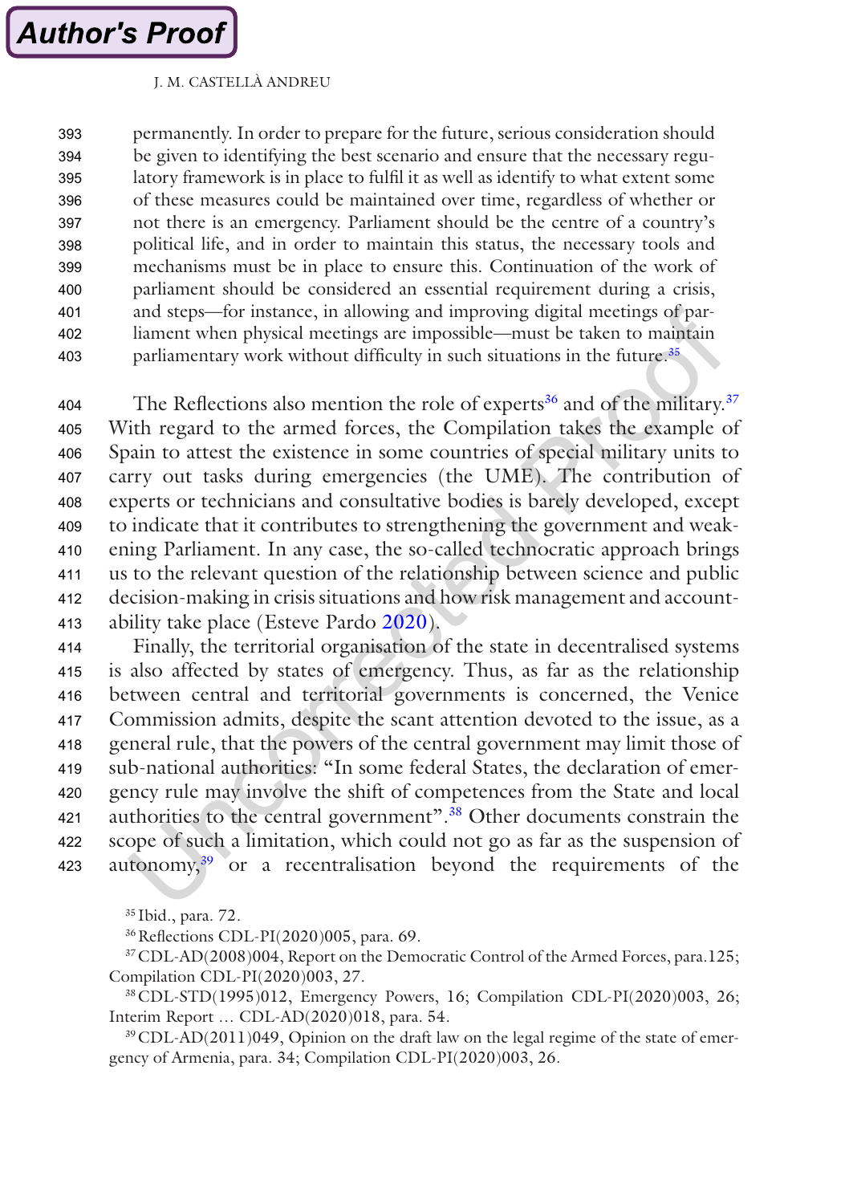permanently. In order to prepare for the future, serious consideration should be given to identifying the best scenario and ensure that the necessary regulatory framework is in place to fulfil it as well as identify to what extent some of these measures could be maintained over time, regardless of whether or not there is an emergency. Parliament should be the centre of a country's political life, and in order to maintain this status, the necessary tools and mechanisms must be in place to ensure this. Continuation of the work of parliament should be considered an essential requirement during a crisis, and steps—for instance, in allowing and improving digital meetings of parliament when physical meetings are impossible—must be taken to maintain parliamentary work without difficulty in such situations in the future.[35]

The Reflections also mention the role of experts[36] and of the military.[37] With regard to the armed forces, the Compilation takes the example of Spain to attest the existence in some countries of special military units to carry out tasks during emergencies (the UME). The contribution of experts or technicians and consultative bodies is barely developed, except to indicate that it contributes to strengthening the government and weakening Parliament. In any case, the so-called technocratic approach brings us to the relevant question of the relationship between science and public decision-making in crisis situations and how risk management and accountability take place (Esteve Pardo 2020).

Finally, the territorial organisation of the state in decentralised systems is also affected by states of emergency. Thus, as far as the relationship between central and territorial governments is concerned, the Venice Commission admits, despite the scant attention devoted to the issue, as a general rule, that the powers of the central government may limit those of sub-national authorities: "In some federal States, the declaration of emergency rule may involve the shift of competences from the State and local authorities to the central government".[38] Other documents constrain the scope of such a limitation, which could not go as far as the suspension of autonomy,[39] or a recentralisation beyond the requirements of the

[35] Ibid., para. 72.

[36] Reflections CDL-PI(2020)005, para. 69.

[37] CDL-AD(2008)004, Report on the Democratic Control of the Armed Forces, para.125; Compilation CDL-PI(2020)003, 27.

[38] CDL-STD(1995)012, Emergency Powers, 16; Compilation CDL-PI(2020)003, 26; Interim Report … CDL-AD(2020)018, para. 54.

[39] CDL-AD(2011)049, Opinion on the draft law on the legal regime of the state of emergency of Armenia, para. 34; Compilation CDL-PI(2020)003, 26.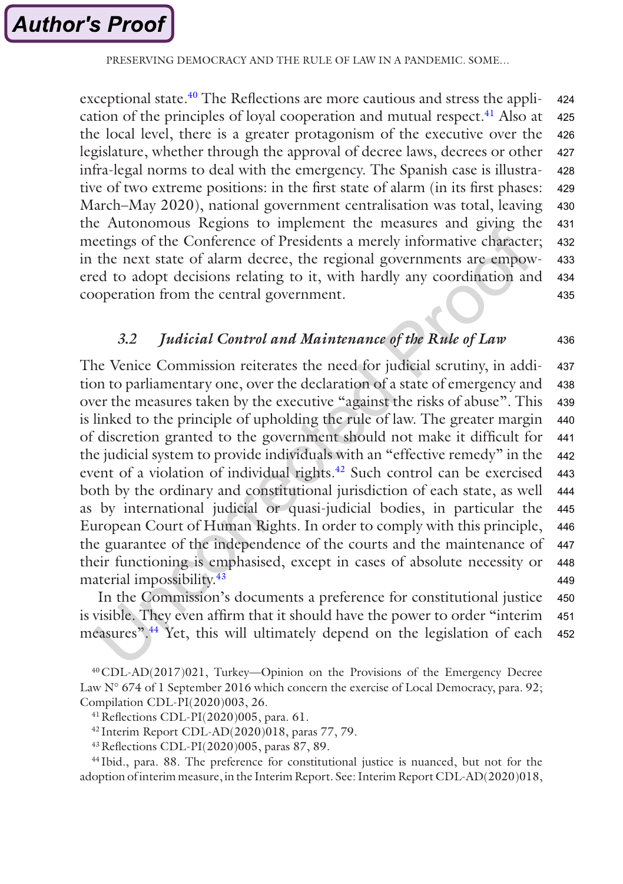exceptional state.[40] The Reflections are more cautious and stress the application of the principles of loyal cooperation and mutual respect.[41] Also at the local level, there is a greater protagonism of the executive over the legislature, whether through the approval of decree laws, decrees or other infra-legal norms to deal with the emergency. The Spanish case is illustrative of two extreme positions: in the first state of alarm (in its first phases: March–May 2020), national government centralisation was total, leaving the Autonomous Regions to implement the measures and giving the meetings of the Conference of Presidents a merely informative character; in the next state of alarm decree, the regional governments are empowered to adopt decisions relating to it, with hardly any coordination and cooperation from the central government.

### 3.2 *Judicial Control and Maintenance of the Rule of Law*

The Venice Commission reiterates the need for judicial scrutiny, in addition to parliamentary one, over the declaration of a state of emergency and over the measures taken by the executive "against the risks of abuse". This is linked to the principle of upholding the rule of law. The greater margin of discretion granted to the government should not make it difficult for the judicial system to provide individuals with an "effective remedy" in the event of a violation of individual rights.[42] Such control can be exercised both by the ordinary and constitutional jurisdiction of each state, as well as by international judicial or quasi-judicial bodies, in particular the European Court of Human Rights. In order to comply with this principle, the guarantee of the independence of the courts and the maintenance of their functioning is emphasised, except in cases of absolute necessity or material impossibility.[43]

In the Commission's documents a preference for constitutional justice is visible. They even affirm that it should have the power to order "interim measures".[44] Yet, this will ultimately depend on the legislation of each

[40] CDL-AD(2017)021, Turkey—Opinion on the Provisions of the Emergency Decree Law N° 674 of 1 September 2016 which concern the exercise of Local Democracy, para. 92; Compilation CDL-PI(2020)003, 26.

[41] Reflections CDL-PI(2020)005, para. 61.

[42] Interim Report CDL-AD(2020)018, paras 77, 79.

[43] Reflections CDL-PI(2020)005, paras 87, 89.

[44] Ibid., para. 88. The preference for constitutional justice is nuanced, but not for the adoption of interim measure, in the Interim Report. See: Interim Report CDL-AD(2020)018,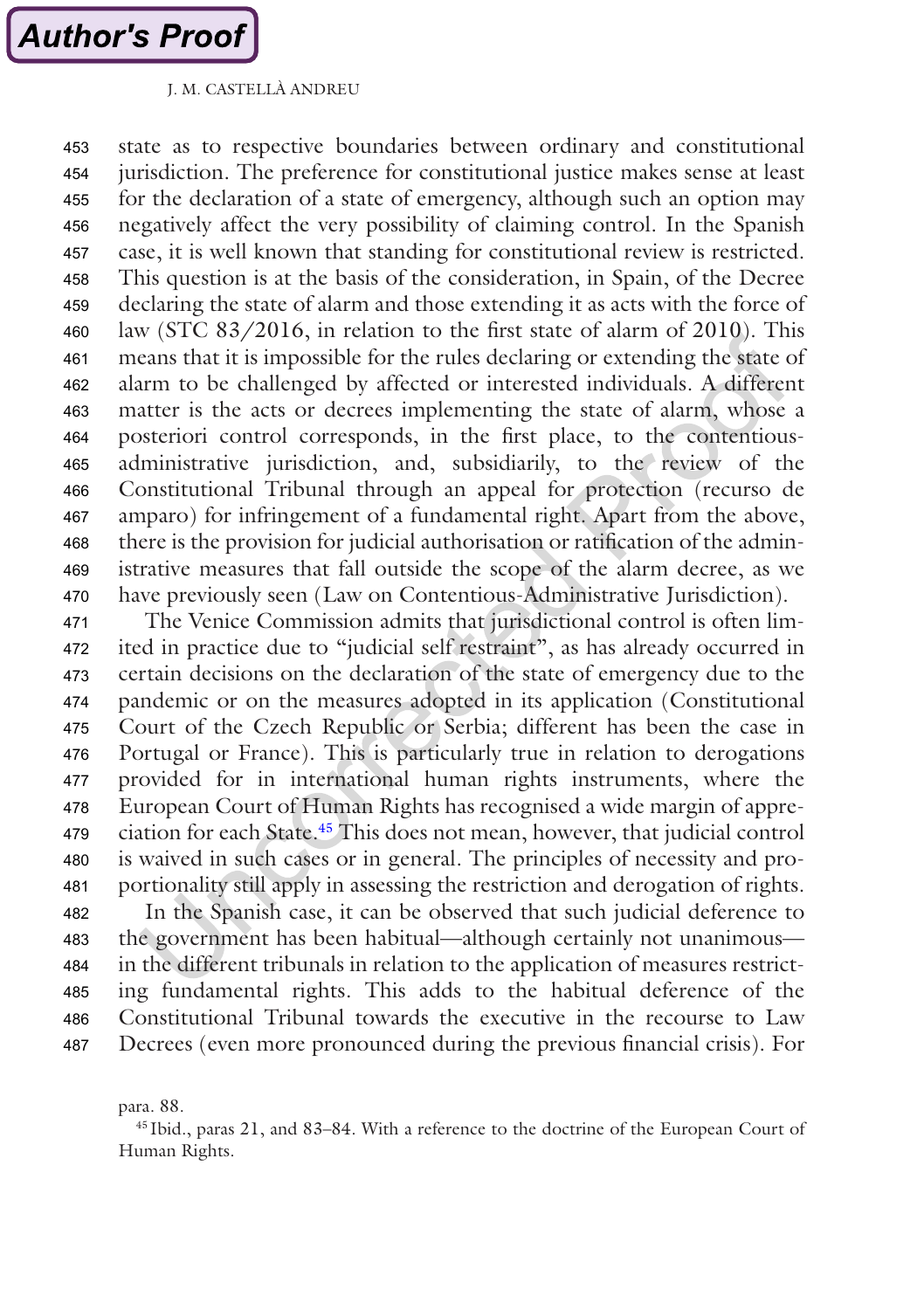state as to respective boundaries between ordinary and constitutional jurisdiction. The preference for constitutional justice makes sense at least for the declaration of a state of emergency, although such an option may negatively affect the very possibility of claiming control. In the Spanish case, it is well known that standing for constitutional review is restricted. This question is at the basis of the consideration, in Spain, of the Decree declaring the state of alarm and those extending it as acts with the force of law (STC 83/2016, in relation to the first state of alarm of 2010). This means that it is impossible for the rules declaring or extending the state of alarm to be challenged by affected or interested individuals. A different matter is the acts or decrees implementing the state of alarm, whose a posteriori control corresponds, in the first place, to the contentious-administrative jurisdiction, and, subsidiarily, to the review of the Constitutional Tribunal through an appeal for protection (recurso de amparo) for infringement of a fundamental right. Apart from the above, there is the provision for judicial authorisation or ratification of the administrative measures that fall outside the scope of the alarm decree, as we have previously seen (Law on Contentious-Administrative Jurisdiction).

The Venice Commission admits that jurisdictional control is often limited in practice due to "judicial self restraint", as has already occurred in certain decisions on the declaration of the state of emergency due to the pandemic or on the measures adopted in its application (Constitutional Court of the Czech Republic or Serbia; different has been the case in Portugal or France). This is particularly true in relation to derogations provided for in international human rights instruments, where the European Court of Human Rights has recognised a wide margin of appreciation for each State.[45] This does not mean, however, that judicial control is waived in such cases or in general. The principles of necessity and proportionality still apply in assessing the restriction and derogation of rights.

In the Spanish case, it can be observed that such judicial deference to the government has been habitual—although certainly not unanimous—in the different tribunals in relation to the application of measures restricting fundamental rights. This adds to the habitual deference of the Constitutional Tribunal towards the executive in the recourse to Law Decrees (even more pronounced during the previous financial crisis). For

para. 88.

[45] Ibid., paras 21, and 83–84. With a reference to the doctrine of the European Court of Human Rights.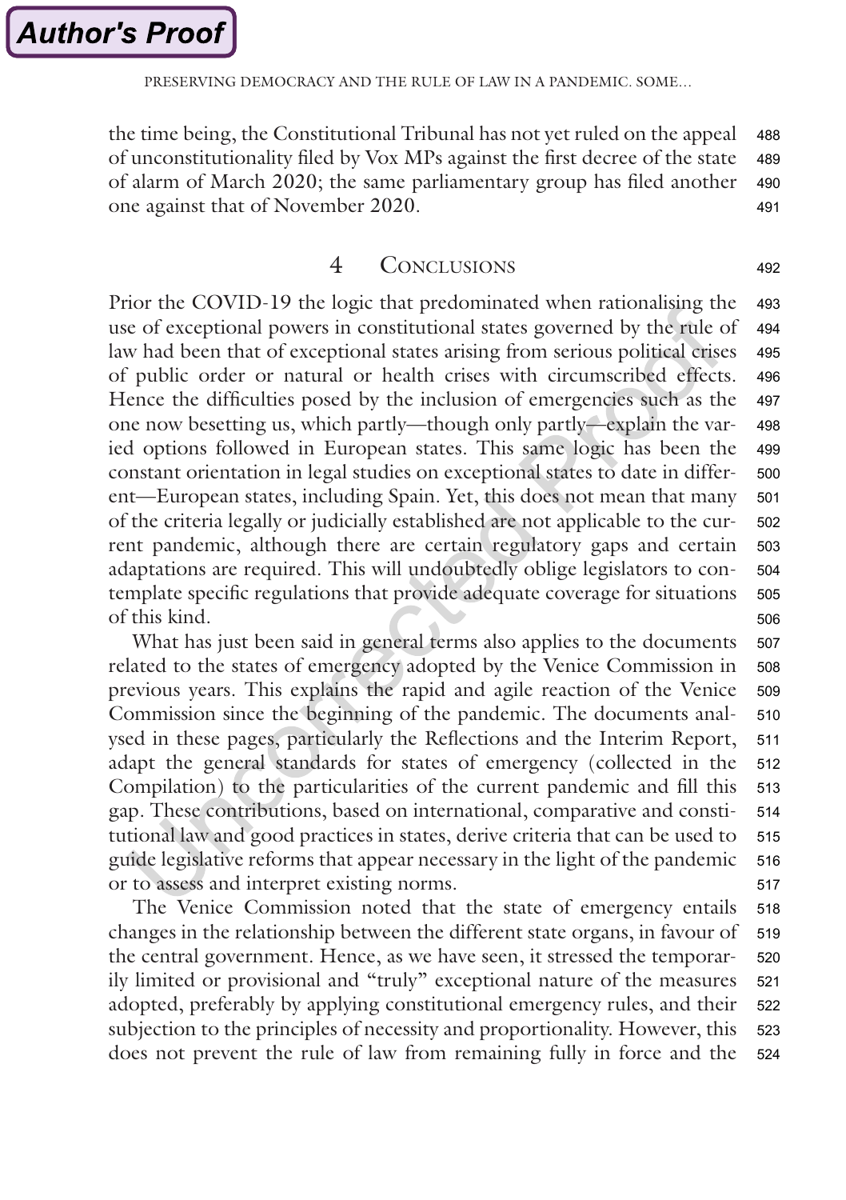the time being, the Constitutional Tribunal has not yet ruled on the appeal of unconstitutionality filed by Vox MPs against the first decree of the state of alarm of March 2020; the same parliamentary group has filed another one against that of November 2020.

## 4 Conclusions

Prior the COVID-19 the logic that predominated when rationalising the use of exceptional powers in constitutional states governed by the rule of law had been that of exceptional states arising from serious political crises of public order or natural or health crises with circumscribed effects. Hence the difficulties posed by the inclusion of emergencies such as the one now besetting us, which partly—though only partly—explain the varied options followed in European states. This same logic has been the constant orientation in legal studies on exceptional states to date in different—European states, including Spain. Yet, this does not mean that many of the criteria legally or judicially established are not applicable to the current pandemic, although there are certain regulatory gaps and certain adaptations are required. This will undoubtedly oblige legislators to contemplate specific regulations that provide adequate coverage for situations of this kind.

What has just been said in general terms also applies to the documents related to the states of emergency adopted by the Venice Commission in previous years. This explains the rapid and agile reaction of the Venice Commission since the beginning of the pandemic. The documents analysed in these pages, particularly the Reflections and the Interim Report, adapt the general standards for states of emergency (collected in the Compilation) to the particularities of the current pandemic and fill this gap. These contributions, based on international, comparative and constitutional law and good practices in states, derive criteria that can be used to guide legislative reforms that appear necessary in the light of the pandemic or to assess and interpret existing norms.

The Venice Commission noted that the state of emergency entails changes in the relationship between the different state organs, in favour of the central government. Hence, as we have seen, it stressed the temporarily limited or provisional and "truly" exceptional nature of the measures adopted, preferably by applying constitutional emergency rules, and their subjection to the principles of necessity and proportionality. However, this does not prevent the rule of law from remaining fully in force and the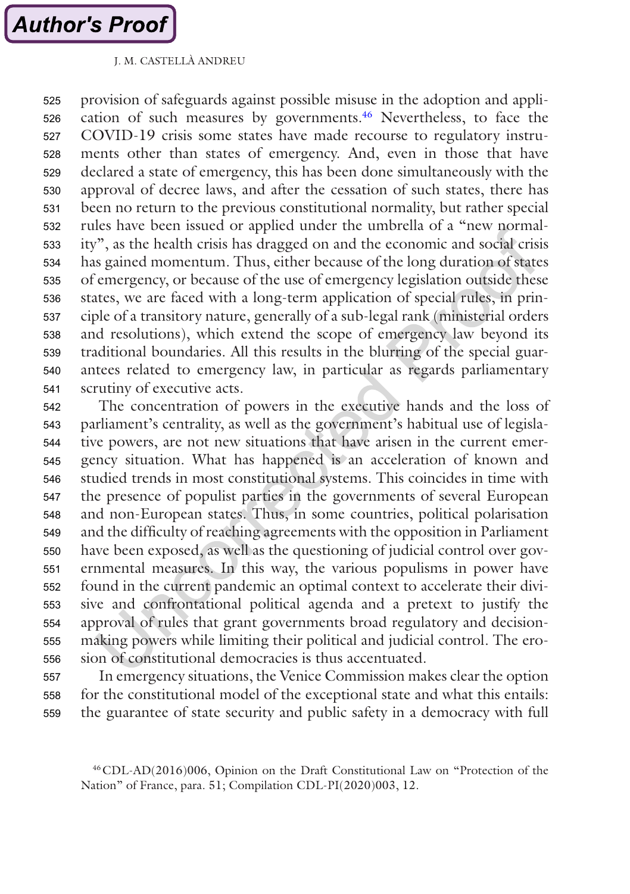provision of safeguards against possible misuse in the adoption and application of such measures by governments.[46] Nevertheless, to face the COVID-19 crisis some states have made recourse to regulatory instruments other than states of emergency. And, even in those that have declared a state of emergency, this has been done simultaneously with the approval of decree laws, and after the cessation of such states, there has been no return to the previous constitutional normality, but rather special rules have been issued or applied under the umbrella of a "new normality", as the health crisis has dragged on and the economic and social crisis has gained momentum. Thus, either because of the long duration of states of emergency, or because of the use of emergency legislation outside these states, we are faced with a long-term application of special rules, in principle of a transitory nature, generally of a sub-legal rank (ministerial orders and resolutions), which extend the scope of emergency law beyond its traditional boundaries. All this results in the blurring of the special guarantees related to emergency law, in particular as regards parliamentary scrutiny of executive acts.

The concentration of powers in the executive hands and the loss of parliament's centrality, as well as the government's habitual use of legislative powers, are not new situations that have arisen in the current emergency situation. What has happened is an acceleration of known and studied trends in most constitutional systems. This coincides in time with the presence of populist parties in the governments of several European and non-European states. Thus, in some countries, political polarisation and the difficulty of reaching agreements with the opposition in Parliament have been exposed, as well as the questioning of judicial control over governmental measures. In this way, the various populisms in power have found in the current pandemic an optimal context to accelerate their divisive and confrontational political agenda and a pretext to justify the approval of rules that grant governments broad regulatory and decision-making powers while limiting their political and judicial control. The erosion of constitutional democracies is thus accentuated.

In emergency situations, the Venice Commission makes clear the option for the constitutional model of the exceptional state and what this entails: the guarantee of state security and public safety in a democracy with full

[46] CDL-AD(2016)006, Opinion on the Draft Constitutional Law on "Protection of the Nation" of France, para. 51; Compilation CDL-PI(2020)003, 12.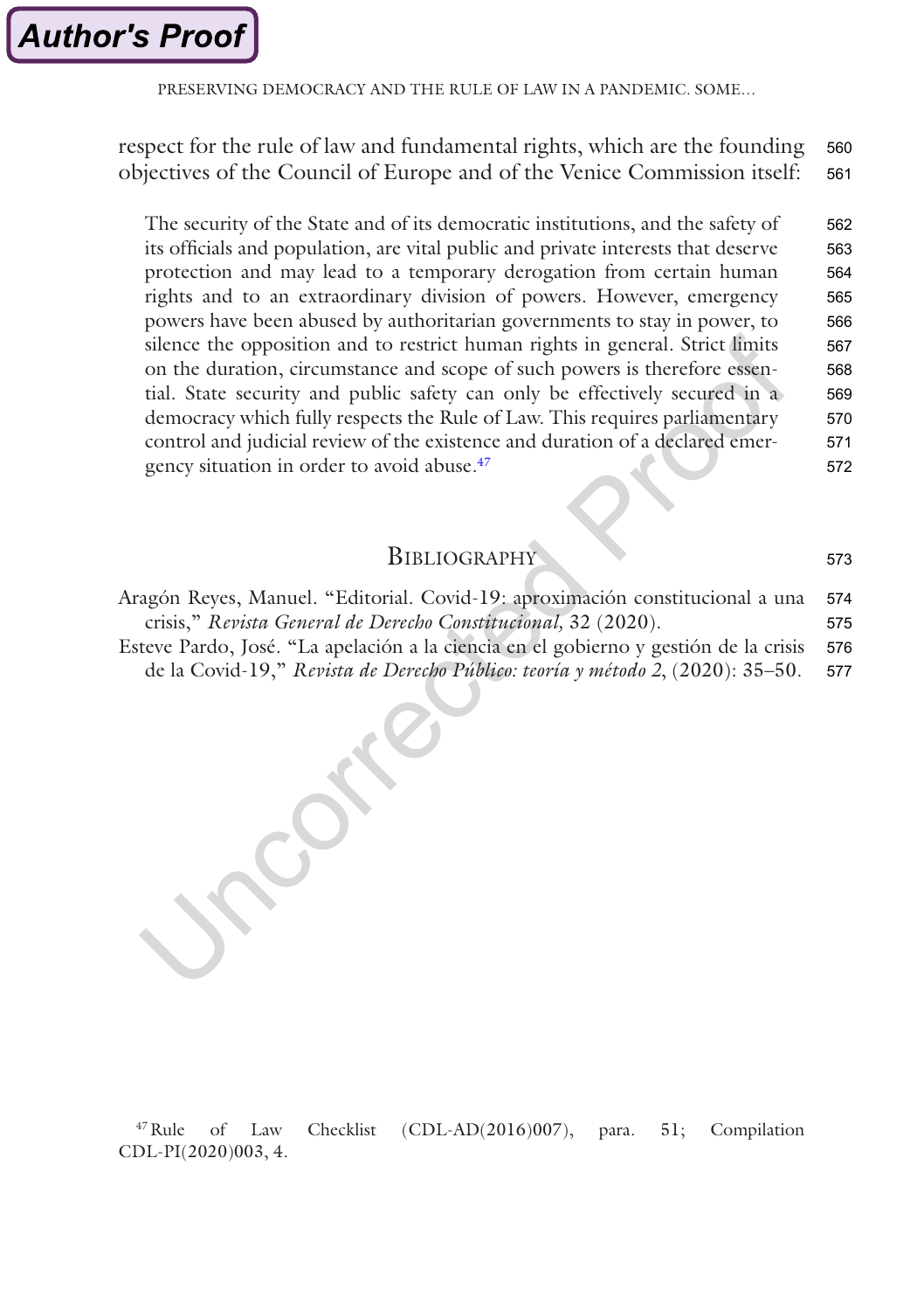respect for the rule of law and fundamental rights, which are the founding objectives of the Council of Europe and of the Venice Commission itself:

> The security of the State and of its democratic institutions, and the safety of its officials and population, are vital public and private interests that deserve protection and may lead to a temporary derogation from certain human rights and to an extraordinary division of powers. However, emergency powers have been abused by authoritarian governments to stay in power, to silence the opposition and to restrict human rights in general. Strict limits on the duration, circumstance and scope of such powers is therefore essential. State security and public safety can only be effectively secured in a democracy which fully respects the Rule of Law. This requires parliamentary control and judicial review of the existence and duration of a declared emergency situation in order to avoid abuse.[47]

## Bibliography

Aragón Reyes, Manuel. "Editorial. Covid-19: aproximación constitucional a una crisis," *Revista General de Derecho Constitucional,* 32 (2020).

Esteve Pardo, José. "La apelación a la ciencia en el gobierno y gestión de la crisis de la Covid-19," *Revista de Derecho Público: teoría y método 2*, (2020): 35–50.

[47] Rule of Law Checklist (CDL-AD(2016)007), para. 51; Compilation CDL-PI(2020)003, 4.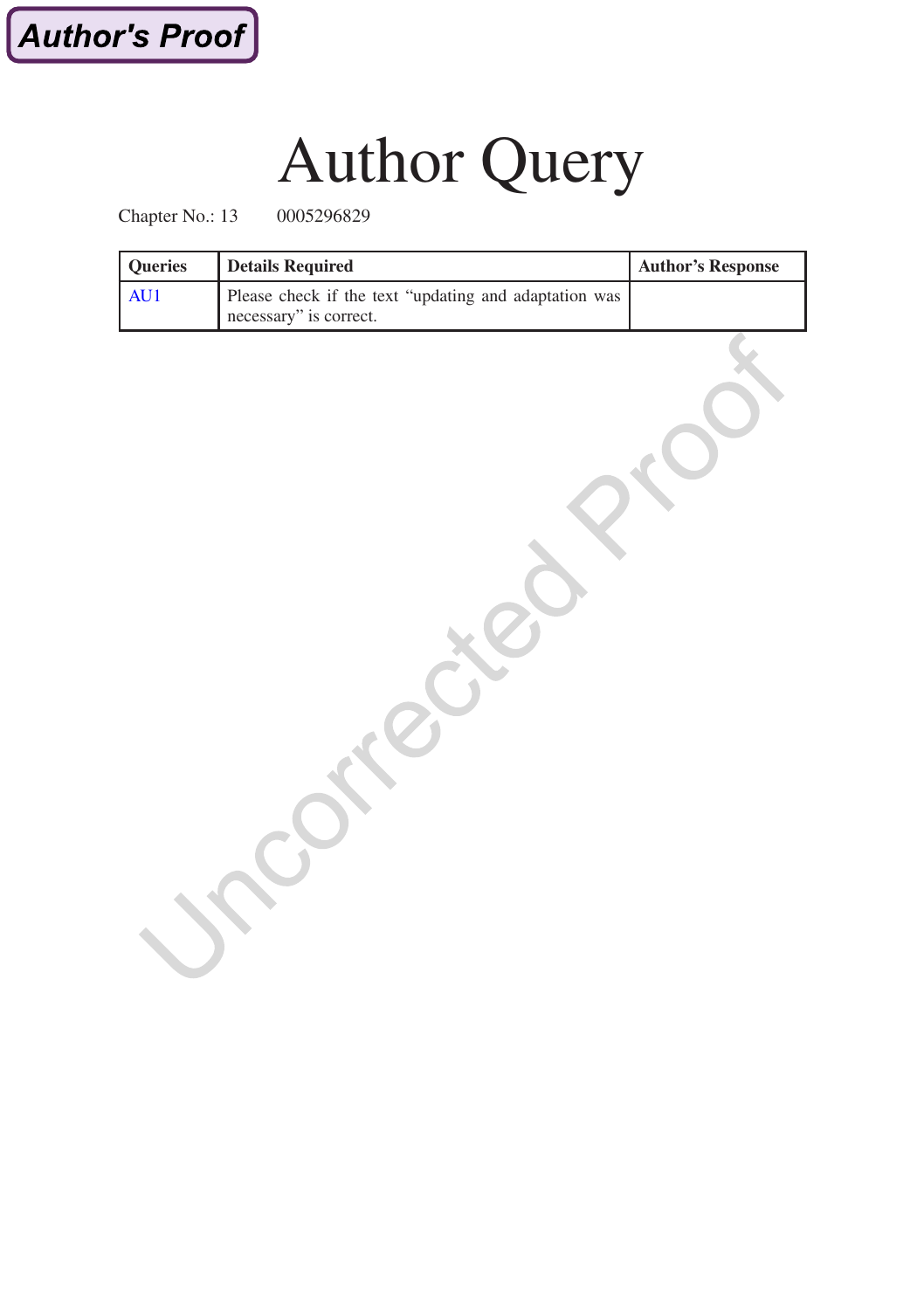Author's Proof

# Author Query

Chapter No.: 13 0005296829

| Queries | Details Required | Author's Response |
|---|---|---|
| AU1 | Please check if the text "updating and adaptation was necessary" is correct. | |